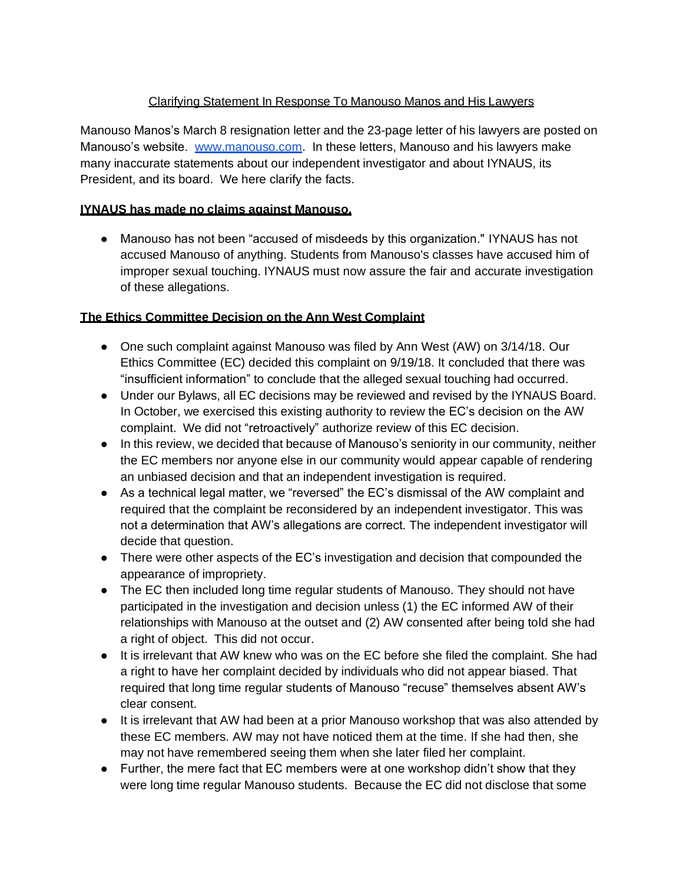## Clarifying Statement In Response To Manouso Manos and His Lawyers

Manouso Manos's March 8 resignation letter and the 23-page letter of his lawyers are posted on Manouso's website. www.manouso.com. In these letters, Manouso and his lawyers make many inaccurate statements about our independent investigator and about IYNAUS, its President, and its board. We here clarify the facts.

### IYNAUS has made no claims against Manouso.

- Manouso has not been "accused of misdeeds by this organization." IYNAUS has not accused Manouso of anything. Students from Manouso's classes have accused him of improper sexual touching. IYNAUS must now assure the fair and accurate investigation of these allegations.

### The Ethics Committee Decision on the Ann West Complaint

- One such complaint against Manouso was filed by Ann West (AW) on 3/14/18. Our Ethics Committee (EC) decided this complaint on 9/19/18. It concluded that there was "insufficient information" to conclude that the alleged sexual touching had occurred.
- Under our Bylaws, all EC decisions may be reviewed and revised by the IYNAUS Board. In October, we exercised this existing authority to review the EC's decision on the AW complaint. We did not "retroactively" authorize review of this EC decision.
- In this review, we decided that because of Manouso's seniority in our community, neither the EC members nor anyone else in our community would appear capable of rendering an unbiased decision and that an independent investigation is required.
- As a technical legal matter, we "reversed" the EC's dismissal of the AW complaint and required that the complaint be reconsidered by an independent investigator. This was not a determination that AW's allegations are correct. The independent investigator will decide that question.
- There were other aspects of the EC's investigation and decision that compounded the appearance of impropriety.
- The EC then included long time regular students of Manouso. They should not have participated in the investigation and decision unless (1) the EC informed AW of their relationships with Manouso at the outset and (2) AW consented after being told she had a right of object. This did not occur.
- It is irrelevant that AW knew who was on the EC before she filed the complaint. She had a right to have her complaint decided by individuals who did not appear biased. That required that long time regular students of Manouso "recuse" themselves absent AW's clear consent.
- It is irrelevant that AW had been at a prior Manouso workshop that was also attended by these EC members. AW may not have noticed them at the time. If she had then, she may not have remembered seeing them when she later filed her complaint.
- Further, the mere fact that EC members were at one workshop didn't show that they were long time regular Manouso students. Because the EC did not disclose that some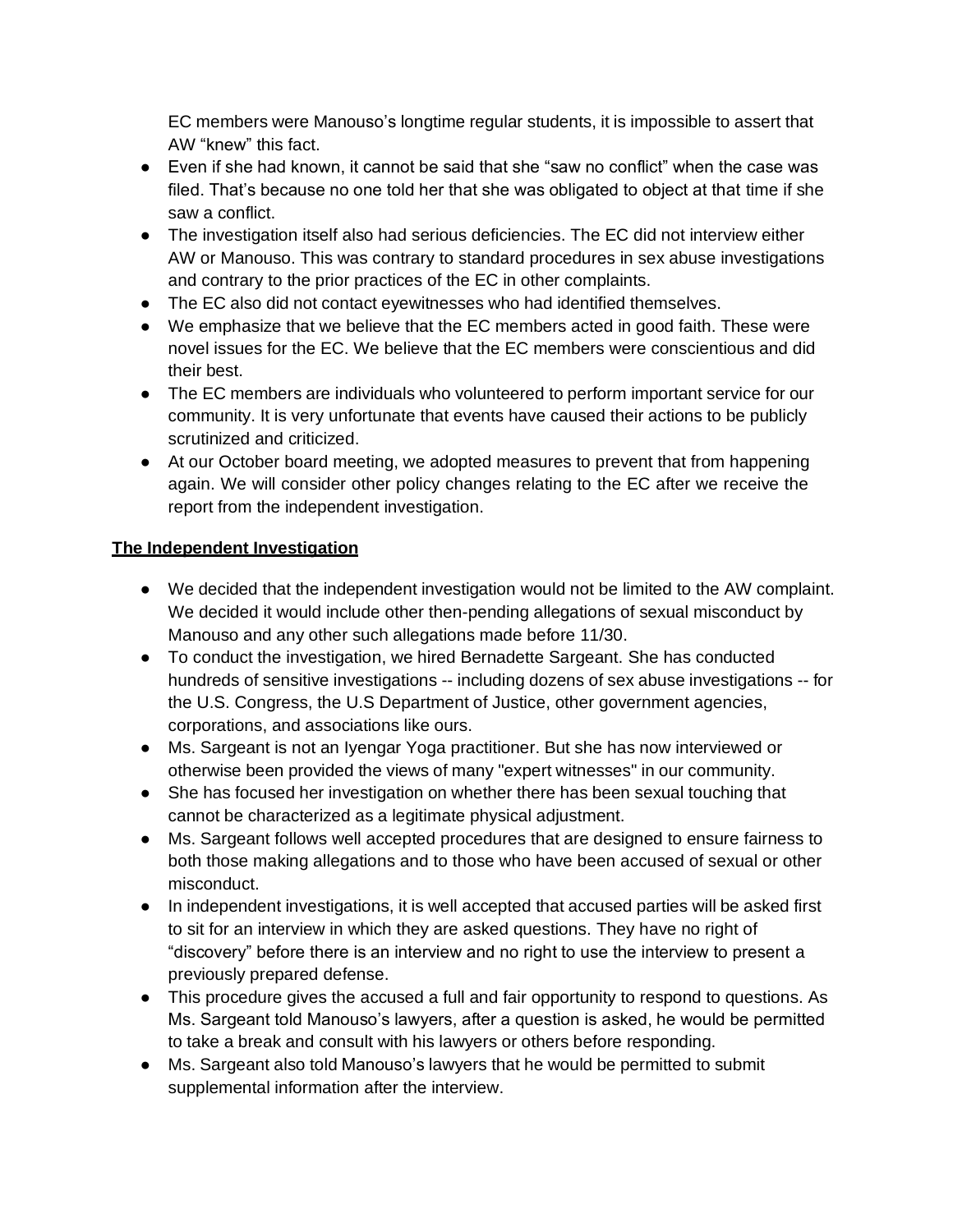EC members were Manouso's longtime regular students, it is impossible to assert that AW "knew" this fact.

- Even if she had known, it cannot be said that she "saw no conflict" when the case was filed. That's because no one told her that she was obligated to object at that time if she saw a conflict.
- The investigation itself also had serious deficiencies. The EC did not interview either AW or Manouso. This was contrary to standard procedures in sex abuse investigations and contrary to the prior practices of the EC in other complaints.
- The EC also did not contact eyewitnesses who had identified themselves.
- We emphasize that we believe that the EC members acted in good faith. These were novel issues for the EC. We believe that the EC members were conscientious and did their best.
- The EC members are individuals who volunteered to perform important service for our community. It is very unfortunate that events have caused their actions to be publicly scrutinized and criticized.
- At our October board meeting, we adopted measures to prevent that from happening again. We will consider other policy changes relating to the EC after we receive the report from the independent investigation.

**The Independent Investigation**

- We decided that the independent investigation would not be limited to the AW complaint. We decided it would include other then-pending allegations of sexual misconduct by Manouso and any other such allegations made before 11/30.
- To conduct the investigation, we hired Bernadette Sargeant. She has conducted hundreds of sensitive investigations -- including dozens of sex abuse investigations -- for the U.S. Congress, the U.S Department of Justice, other government agencies, corporations, and associations like ours.
- Ms. Sargeant is not an Iyengar Yoga practitioner. But she has now interviewed or otherwise been provided the views of many "expert witnesses" in our community.
- She has focused her investigation on whether there has been sexual touching that cannot be characterized as a legitimate physical adjustment.
- Ms. Sargeant follows well accepted procedures that are designed to ensure fairness to both those making allegations and to those who have been accused of sexual or other misconduct.
- In independent investigations, it is well accepted that accused parties will be asked first to sit for an interview in which they are asked questions. They have no right of "discovery" before there is an interview and no right to use the interview to present a previously prepared defense.
- This procedure gives the accused a full and fair opportunity to respond to questions. As Ms. Sargeant told Manouso's lawyers, after a question is asked, he would be permitted to take a break and consult with his lawyers or others before responding.
- Ms. Sargeant also told Manouso's lawyers that he would be permitted to submit supplemental information after the interview.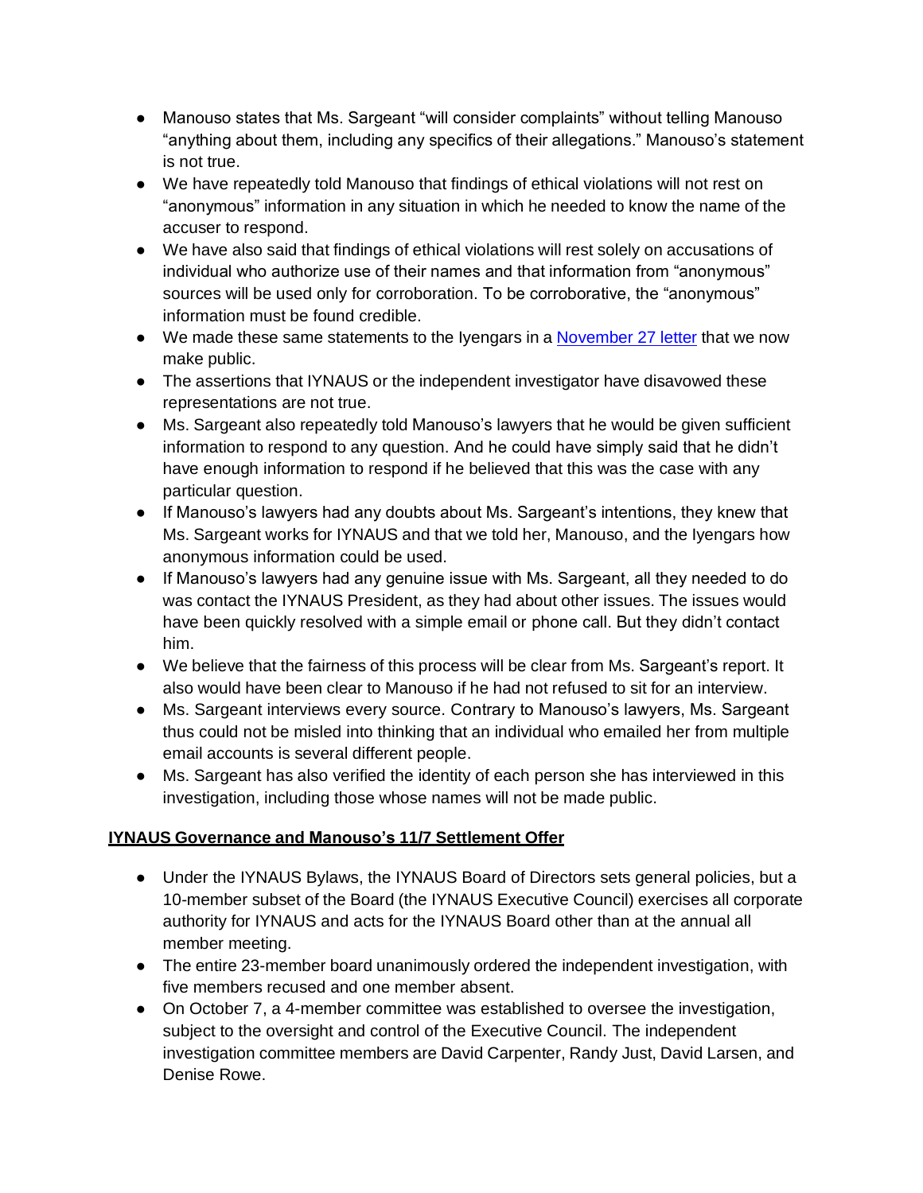- Manouso states that Ms. Sargeant "will consider complaints" without telling Manouso "anything about them, including any specifics of their allegations." Manouso's statement is not true.
- We have repeatedly told Manouso that findings of ethical violations will not rest on "anonymous" information in any situation in which he needed to know the name of the accuser to respond.
- We have also said that findings of ethical violations will rest solely on accusations of individual who authorize use of their names and that information from "anonymous" sources will be used only for corroboration. To be corroborative, the "anonymous" information must be found credible.
- We made these same statements to the Iyengars in a [November 27 letter]() that we now make public.
- The assertions that IYNAUS or the independent investigator have disavowed these representations are not true.
- Ms. Sargeant also repeatedly told Manouso's lawyers that he would be given sufficient information to respond to any question. And he could have simply said that he didn't have enough information to respond if he believed that this was the case with any particular question.
- If Manouso's lawyers had any doubts about Ms. Sargeant's intentions, they knew that Ms. Sargeant works for IYNAUS and that we told her, Manouso, and the Iyengars how anonymous information could be used.
- If Manouso's lawyers had any genuine issue with Ms. Sargeant, all they needed to do was contact the IYNAUS President, as they had about other issues. The issues would have been quickly resolved with a simple email or phone call. But they didn't contact him.
- We believe that the fairness of this process will be clear from Ms. Sargeant's report. It also would have been clear to Manouso if he had not refused to sit for an interview.
- Ms. Sargeant interviews every source. Contrary to Manouso's lawyers, Ms. Sargeant thus could not be misled into thinking that an individual who emailed her from multiple email accounts is several different people.
- Ms. Sargeant has also verified the identity of each person she has interviewed in this investigation, including those whose names will not be made public.

## IYNAUS Governance and Manouso's 11/7 Settlement Offer

- Under the IYNAUS Bylaws, the IYNAUS Board of Directors sets general policies, but a 10-member subset of the Board (the IYNAUS Executive Council) exercises all corporate authority for IYNAUS and acts for the IYNAUS Board other than at the annual all member meeting.
- The entire 23-member board unanimously ordered the independent investigation, with five members recused and one member absent.
- On October 7, a 4-member committee was established to oversee the investigation, subject to the oversight and control of the Executive Council. The independent investigation committee members are David Carpenter, Randy Just, David Larsen, and Denise Rowe.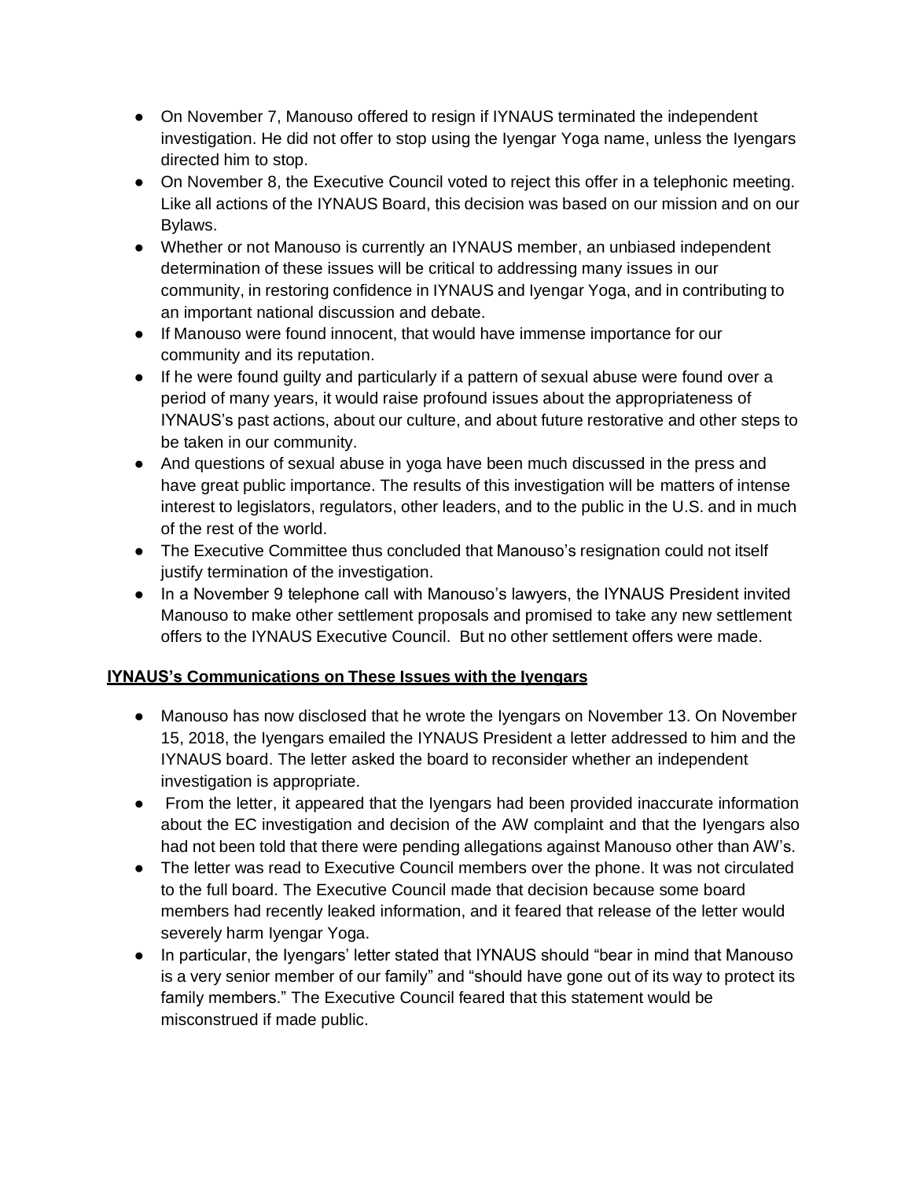- On November 7, Manouso offered to resign if IYNAUS terminated the independent investigation. He did not offer to stop using the Iyengar Yoga name, unless the Iyengars directed him to stop.
- On November 8, the Executive Council voted to reject this offer in a telephonic meeting. Like all actions of the IYNAUS Board, this decision was based on our mission and on our Bylaws.
- Whether or not Manouso is currently an IYNAUS member, an unbiased independent determination of these issues will be critical to addressing many issues in our community, in restoring confidence in IYNAUS and Iyengar Yoga, and in contributing to an important national discussion and debate.
- If Manouso were found innocent, that would have immense importance for our community and its reputation.
- If he were found guilty and particularly if a pattern of sexual abuse were found over a period of many years, it would raise profound issues about the appropriateness of IYNAUS's past actions, about our culture, and about future restorative and other steps to be taken in our community.
- And questions of sexual abuse in yoga have been much discussed in the press and have great public importance. The results of this investigation will be matters of intense interest to legislators, regulators, other leaders, and to the public in the U.S. and in much of the rest of the world.
- The Executive Committee thus concluded that Manouso's resignation could not itself justify termination of the investigation.
- In a November 9 telephone call with Manouso's lawyers, the IYNAUS President invited Manouso to make other settlement proposals and promised to take any new settlement offers to the IYNAUS Executive Council. But no other settlement offers were made.

**IYNAUS's Communications on These Issues with the Iyengars**

- Manouso has now disclosed that he wrote the Iyengars on November 13. On November 15, 2018, the Iyengars emailed the IYNAUS President a letter addressed to him and the IYNAUS board. The letter asked the board to reconsider whether an independent investigation is appropriate.
- From the letter, it appeared that the Iyengars had been provided inaccurate information about the EC investigation and decision of the AW complaint and that the Iyengars also had not been told that there were pending allegations against Manouso other than AW's.
- The letter was read to Executive Council members over the phone. It was not circulated to the full board. The Executive Council made that decision because some board members had recently leaked information, and it feared that release of the letter would severely harm Iyengar Yoga.
- In particular, the Iyengars' letter stated that IYNAUS should "bear in mind that Manouso is a very senior member of our family" and "should have gone out of its way to protect its family members." The Executive Council feared that this statement would be misconstrued if made public.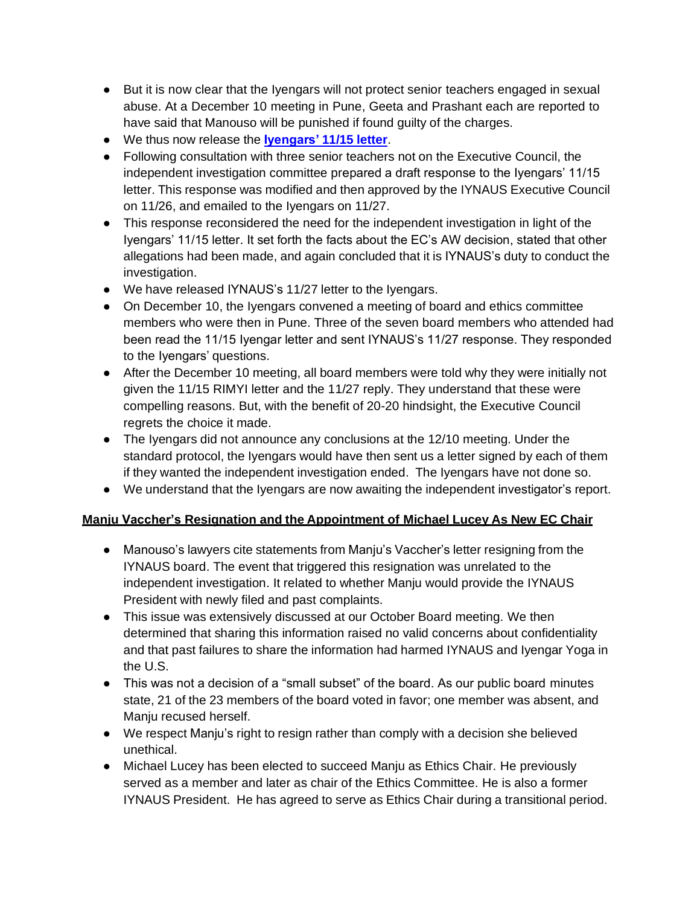- But it is now clear that the Iyengars will not protect senior teachers engaged in sexual abuse. At a December 10 meeting in Pune, Geeta and Prashant each are reported to have said that Manouso will be punished if found guilty of the charges.
- We thus now release the **Iyengars' 11/15 letter**.
- Following consultation with three senior teachers not on the Executive Council, the independent investigation committee prepared a draft response to the Iyengars' 11/15 letter. This response was modified and then approved by the IYNAUS Executive Council on 11/26, and emailed to the Iyengars on 11/27.
- This response reconsidered the need for the independent investigation in light of the Iyengars' 11/15 letter. It set forth the facts about the EC's AW decision, stated that other allegations had been made, and again concluded that it is IYNAUS's duty to conduct the investigation.
- We have released IYNAUS's 11/27 letter to the Iyengars.
- On December 10, the Iyengars convened a meeting of board and ethics committee members who were then in Pune. Three of the seven board members who attended had been read the 11/15 Iyengar letter and sent IYNAUS's 11/27 response. They responded to the Iyengars' questions.
- After the December 10 meeting, all board members were told why they were initially not given the 11/15 RIMYI letter and the 11/27 reply. They understand that these were compelling reasons. But, with the benefit of 20-20 hindsight, the Executive Council regrets the choice it made.
- The Iyengars did not announce any conclusions at the 12/10 meeting. Under the standard protocol, the Iyengars would have then sent us a letter signed by each of them if they wanted the independent investigation ended. The Iyengars have not done so.
- We understand that the Iyengars are now awaiting the independent investigator's report.

**Manju Vaccher's Resignation and the Appointment of Michael Lucey As New EC Chair**

- Manouso's lawyers cite statements from Manju's Vaccher's letter resigning from the IYNAUS board. The event that triggered this resignation was unrelated to the independent investigation. It related to whether Manju would provide the IYNAUS President with newly filed and past complaints.
- This issue was extensively discussed at our October Board meeting. We then determined that sharing this information raised no valid concerns about confidentiality and that past failures to share the information had harmed IYNAUS and Iyengar Yoga in the U.S.
- This was not a decision of a "small subset" of the board. As our public board minutes state, 21 of the 23 members of the board voted in favor; one member was absent, and Manju recused herself.
- We respect Manju's right to resign rather than comply with a decision she believed unethical.
- Michael Lucey has been elected to succeed Manju as Ethics Chair. He previously served as a member and later as chair of the Ethics Committee. He is also a former IYNAUS President. He has agreed to serve as Ethics Chair during a transitional period.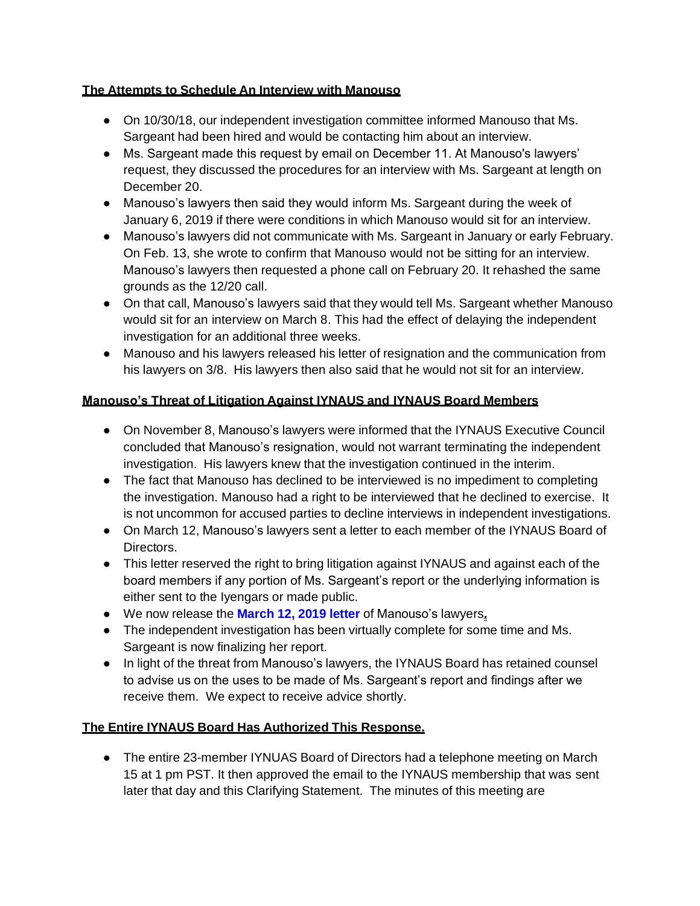**The Attempts to Schedule An Interview with Manouso**

- On 10/30/18, our independent investigation committee informed Manouso that Ms. Sargeant had been hired and would be contacting him about an interview.
- Ms. Sargeant made this request by email on December 11. At Manouso's lawyers' request, they discussed the procedures for an interview with Ms. Sargeant at length on December 20.
- Manouso's lawyers then said they would inform Ms. Sargeant during the week of January 6, 2019 if there were conditions in which Manouso would sit for an interview.
- Manouso's lawyers did not communicate with Ms. Sargeant in January or early February. On Feb. 13, she wrote to confirm that Manouso would not be sitting for an interview. Manouso's lawyers then requested a phone call on February 20. It rehashed the same grounds as the 12/20 call.
- On that call, Manouso's lawyers said that they would tell Ms. Sargeant whether Manouso would sit for an interview on March 8. This had the effect of delaying the independent investigation for an additional three weeks.
- Manouso and his lawyers released his letter of resignation and the communication from his lawyers on 3/8. His lawyers then also said that he would not sit for an interview.

**Manouso's Threat of Litigation Against IYNAUS and IYNAUS Board Members**

- On November 8, Manouso's lawyers were informed that the IYNAUS Executive Council concluded that Manouso's resignation, would not warrant terminating the independent investigation. His lawyers knew that the investigation continued in the interim.
- The fact that Manouso has declined to be interviewed is no impediment to completing the investigation. Manouso had a right to be interviewed that he declined to exercise. It is not uncommon for accused parties to decline interviews in independent investigations.
- On March 12, Manouso's lawyers sent a letter to each member of the IYNAUS Board of Directors.
- This letter reserved the right to bring litigation against IYNAUS and against each of the board members if any portion of Ms. Sargeant's report or the underlying information is either sent to the Iyengars or made public.
- We now release the **March 12, 2019 letter** of Manouso's lawyers.
- The independent investigation has been virtually complete for some time and Ms. Sargeant is now finalizing her report.
- In light of the threat from Manouso's lawyers, the IYNAUS Board has retained counsel to advise us on the uses to be made of Ms. Sargeant's report and findings after we receive them. We expect to receive advice shortly.

**The Entire IYNAUS Board Has Authorized This Response.**

- The entire 23-member IYNUAS Board of Directors had a telephone meeting on March 15 at 1 pm PST. It then approved the email to the IYNAUS membership that was sent later that day and this Clarifying Statement. The minutes of this meeting are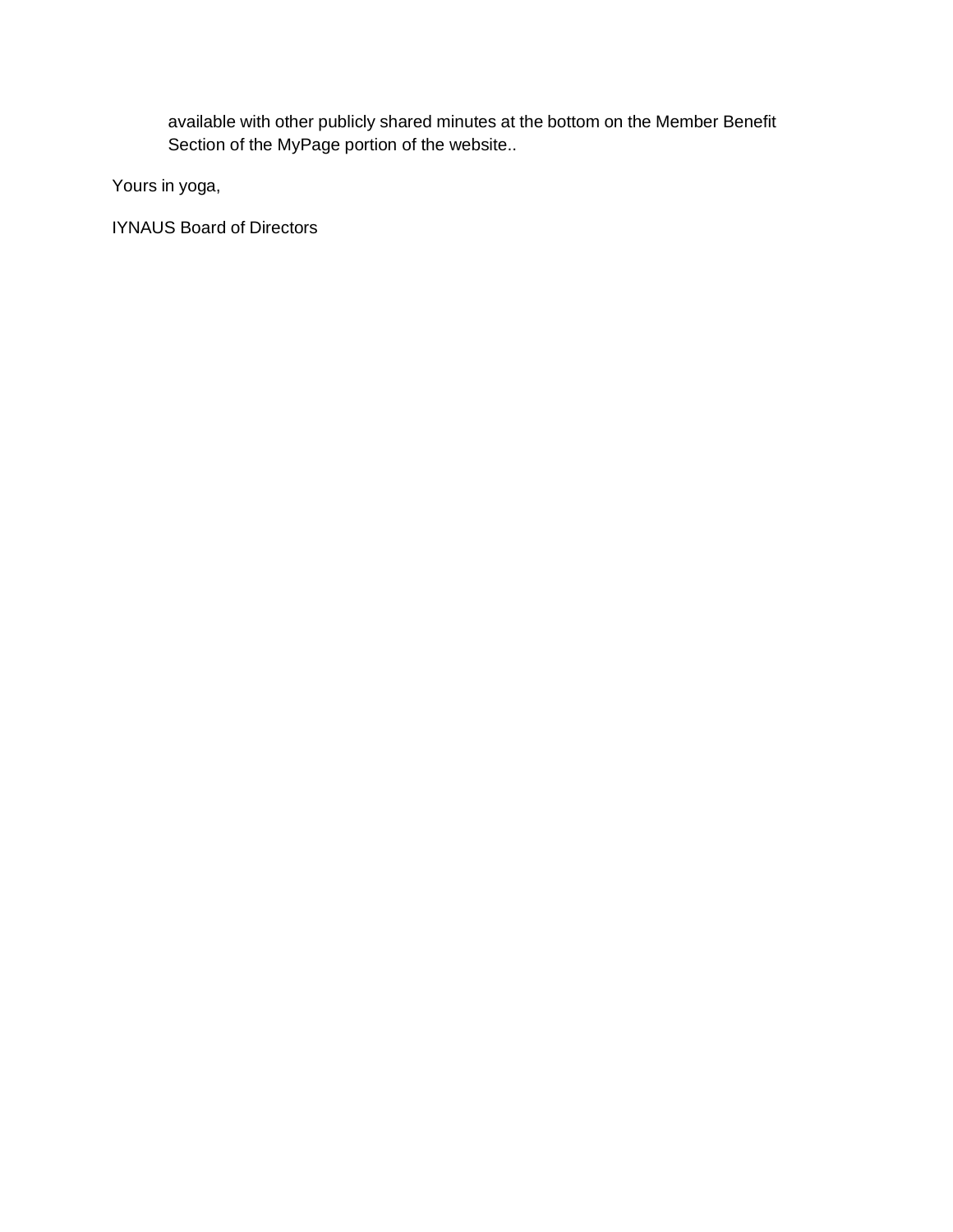available with other publicly shared minutes at the bottom on the Member Benefit Section of the MyPage portion of the website..

Yours in yoga,

IYNAUS Board of Directors